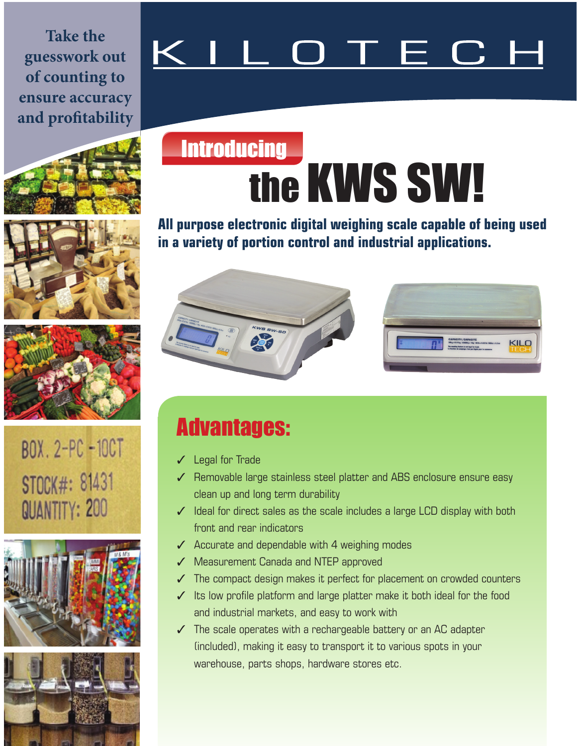Take the guesswork out of counting to ensure accuracy and profitability

# KILOTECH

**Introducing**

# the KWS SW!

**All purpose electronic digital weighing scale capable of being used in a variety of portion control and industrial applications.**

## Advantages:

- ✓ Legal for Trade
- ✓ Removable large stainless steel platter and ABS enclosure ensure easy clean up and long term durability
- ✓ Ideal for direct sales as the scale includes a large LCD display with both front and rear indicators
- ✓ Accurate and dependable with 4 weighing modes
- ✓ Measurement Canada and NTEP approved
- ✓ The compact design makes it perfect for placement on crowded counters
- ✓ Its low profile platform and large platter make it both ideal for the food and industrial markets, and easy to work with
- ✓ The scale operates with a rechargeable battery or an AC adapter (included), making it easy to transport it to various spots in your warehouse, parts shops, hardware stores etc.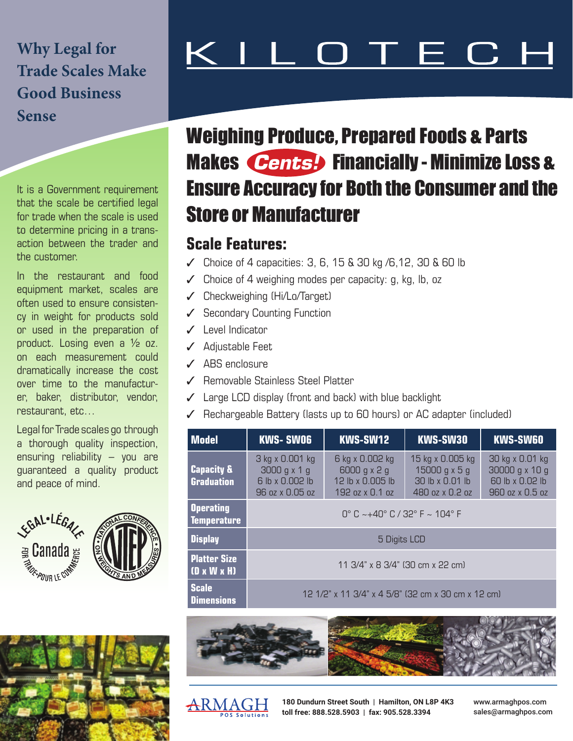# KILOTECH

## Why Legal for Trade Scales Make Good Business Sense

It is a Government requirement that the scale be certified legal for trade when the scale is used to determine pricing in a transaction between the trader and the customer.

In the restaurant and food equipment market, scales are often used to ensure consistency in weight for products sold or used in the preparation of product. Losing even a ½ oz. on each measurement could dramatically increase the cost over time to the manufacturer, baker, distributor, vendor, restaurant, etc…

Legal for Trade scales go through a thorough quality inspection, ensuring reliability – you are guaranteed a quality product and peace of mind.

LEGAL•LÉGALE Canada FOR TRADE•POUR LE COMMERCE

NATIONAL CONFERENCE ON WEIGHTS AND MEASURES NTEP

# Weighing Produce, Prepared Foods & Parts Makes Cents! Financially - Minimize Loss & Ensure Accuracy for Both the Consumer and the Store or Manufacturer

## Scale Features:

- ✓ Choice of 4 capacities: 3, 6, 15 & 30 kg /6,12, 30 & 60 lb
- ✓ Choice of 4 weighing modes per capacity: g, kg, lb, oz
- ✓ Checkweighing (Hi/Lo/Target)
- ✓ Secondary Counting Function
- ✓ Level Indicator
- ✓ Adjustable Feet
- ✓ ABS enclosure
- ✓ Removable Stainless Steel Platter
- ✓ Large LCD display (front and back) with blue backlight
- ✓ Rechargeable Battery (lasts up to 60 hours) or AC adapter (included)

| Model | KWS- SW06 | KWS-SW12 | KWS-SW30 | KWS-SW60 |
|---|---|---|---|---|
| Capacity & Graduation | 3 kg x 0.001 kg<br>3000 g x 1 g<br>6 lb x 0.002 lb<br>96 oz x 0.05 oz | 6 kg x 0.002 kg<br>6000 g x 2 g<br>12 lb x 0.005 lb<br>192 oz x 0.1 oz | 15 kg x 0.005 kg<br>15000 g x 5 g<br>30 lb x 0.01 lb<br>480 oz x 0.2 oz | 30 kg x 0.01 kg<br>30000 g x 10 g<br>60 lb x 0.02 lb<br>960 oz x 0.5 oz |
| Operating Temperature | 0° C ~+40° C / 32° F ~ 104° F | | | |
| Display | 5 Digits LCD | | | |
| Platter Size (D x W x H) | 11 3/4" x 8 3/4" (30 cm x 22 cm) | | | |
| Scale Dimensions | 12 1/2" x 11 3/4" x 4 5/8" (32 cm x 30 cm x 12 cm) | | | |

ARMAGH POS Solutions

**180 Dundurn Street South | Hamilton, ON L8P 4K3**
**toll free: 888.528.5903 | fax: 905.528.3394**

**www.armaghpos.com**
**sales@armaghpos.com**